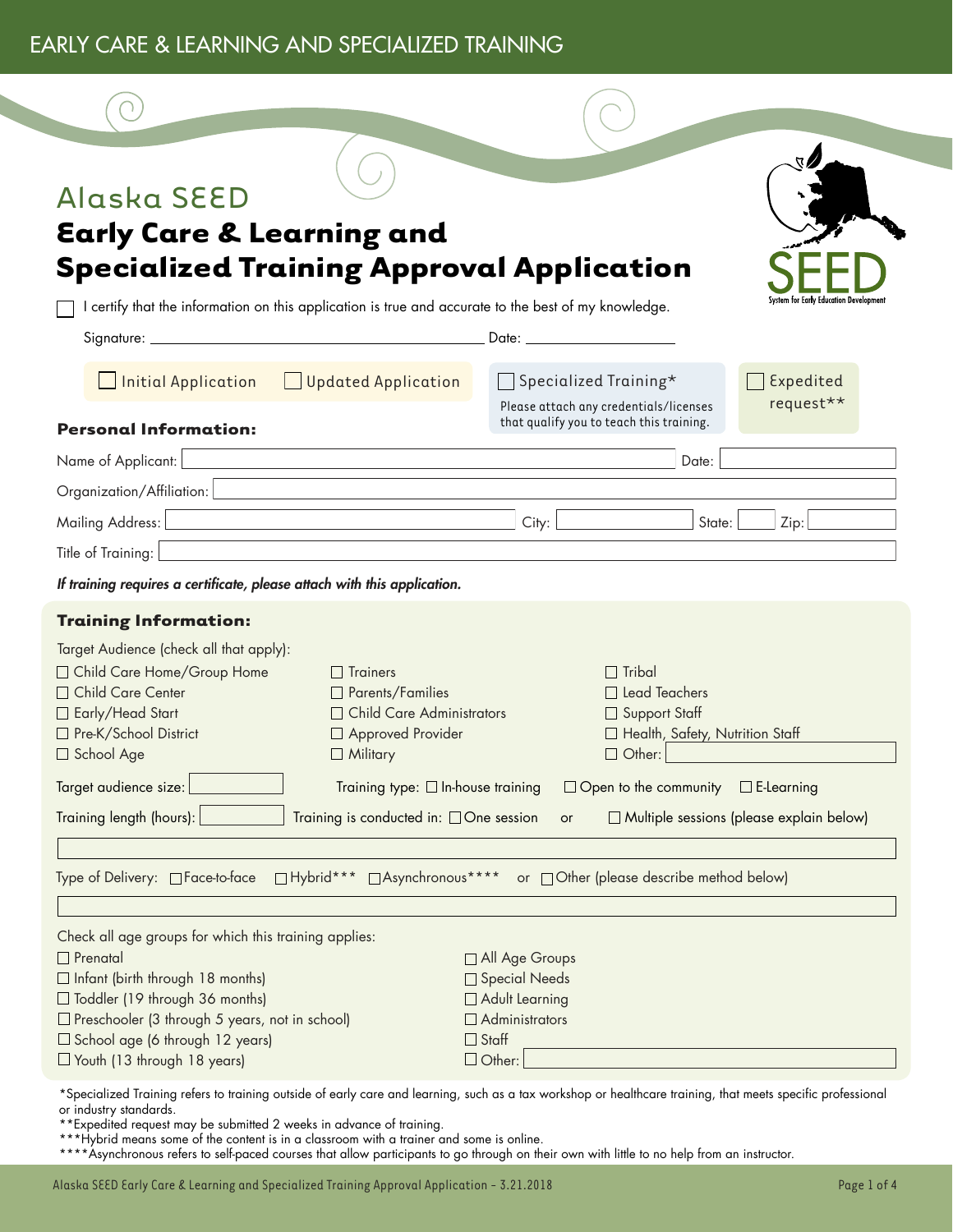# Alaska SEED

## Early Care & Learning and Specialized Training Approval Application

SEED
System for Early Education Development

☐ I certify that the information on this application is true and accurate to the best of my knowledge.

Signature: ______________________________ Date: ______________

☐ Initial Application ☐ Updated Application

☐ Specialized Training*
Please attach any credentials/licenses that qualify you to teach this training.

☐ Expedited request**

### Personal Information:

Name of Applicant: ______________________________ Date: ______________

Organization/Affiliation: ______________________________

Mailing Address: ______________________________ City: ______________ State: ______ Zip: ______

Title of Training: ______________________________

***If training requires a certificate, please attach with this application.***

### Training Information:

Target Audience (check all that apply):

☐ Child Care Home/Group Home
☐ Child Care Center
☐ Early/Head Start
☐ Pre-K/School District
☐ School Age
☐ Trainers
☐ Parents/Families
☐ Child Care Administrators
☐ Approved Provider
☐ Military
☐ Tribal
☐ Lead Teachers
☐ Support Staff
☐ Health, Safety, Nutrition Staff
☐ Other: ______________

Target audience size: ______ Training type: ☐ In-house training ☐ Open to the community ☐ E-Learning

Training length (hours): ______ Training is conducted in: ☐ One session or ☐ Multiple sessions (please explain below)

______________________________

Type of Delivery: ☐ Face-to-face ☐ Hybrid*** ☐ Asynchronous**** or ☐ Other (please describe method below)

______________________________

Check all age groups for which this training applies:

☐ Prenatal
☐ Infant (birth through 18 months)
☐ Toddler (19 through 36 months)
☐ Preschooler (3 through 5 years, not in school)
☐ School age (6 through 12 years)
☐ Youth (13 through 18 years)
☐ All Age Groups
☐ Special Needs
☐ Adult Learning
☐ Administrators
☐ Staff
☐ Other: ______________

*Specialized Training refers to training outside of early care and learning, such as a tax workshop or healthcare training, that meets specific professional or industry standards.
**Expedited request may be submitted 2 weeks in advance of training.
***Hybrid means some of the content is in a classroom with a trainer and some is online.
****Asynchronous refers to self-paced courses that allow participants to go through on their own with little to no help from an instructor.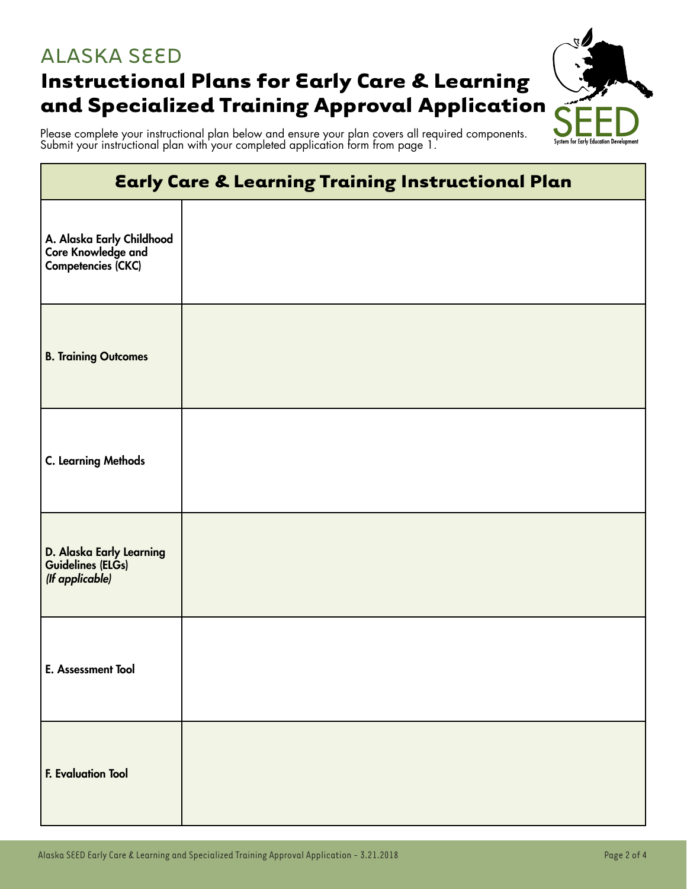# ALASKA SEED

## Instructional Plans for Early Care & Learning and Specialized Training Approval Application

Please complete your instructional plan below and ensure your plan covers all required components. Submit your instructional plan with your completed application form from page 1.

| Early Care & Learning Training Instructional Plan | |
|---|---|
| **A. Alaska Early Childhood Core Knowledge and Competencies (CKC)** | |
| **B. Training Outcomes** | |
| **C. Learning Methods** | |
| **D. Alaska Early Learning Guidelines (ELGs)** ***(If applicable)*** | |
| **E. Assessment Tool** | |
| **F. Evaluation Tool** | |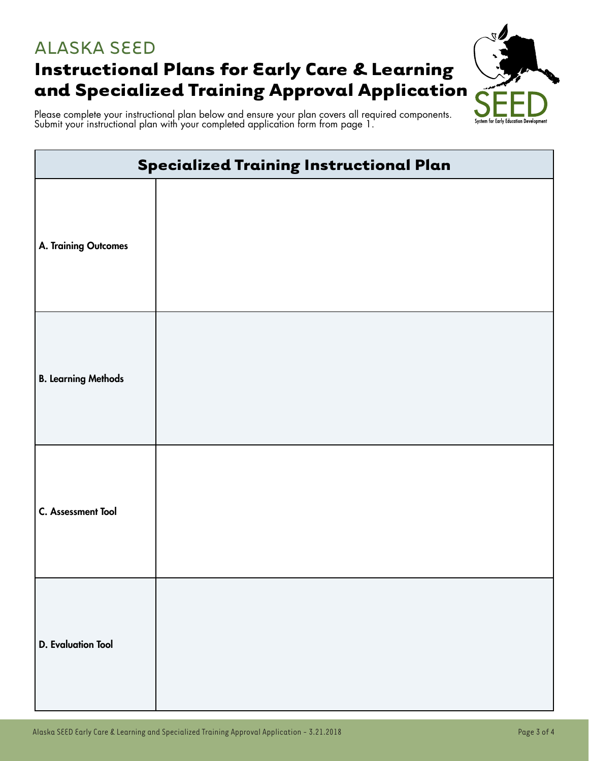ALASKA SEED

# Instructional Plans for Early Care & Learning and Specialized Training Approval Application

Please complete your instructional plan below and ensure your plan covers all required components. Submit your instructional plan with your completed application form from page 1.

| Specialized Training Instructional Plan | |
|---|---|
| **A. Training Outcomes** | |
| **B. Learning Methods** | |
| **C. Assessment Tool** | |
| **D. Evaluation Tool** | |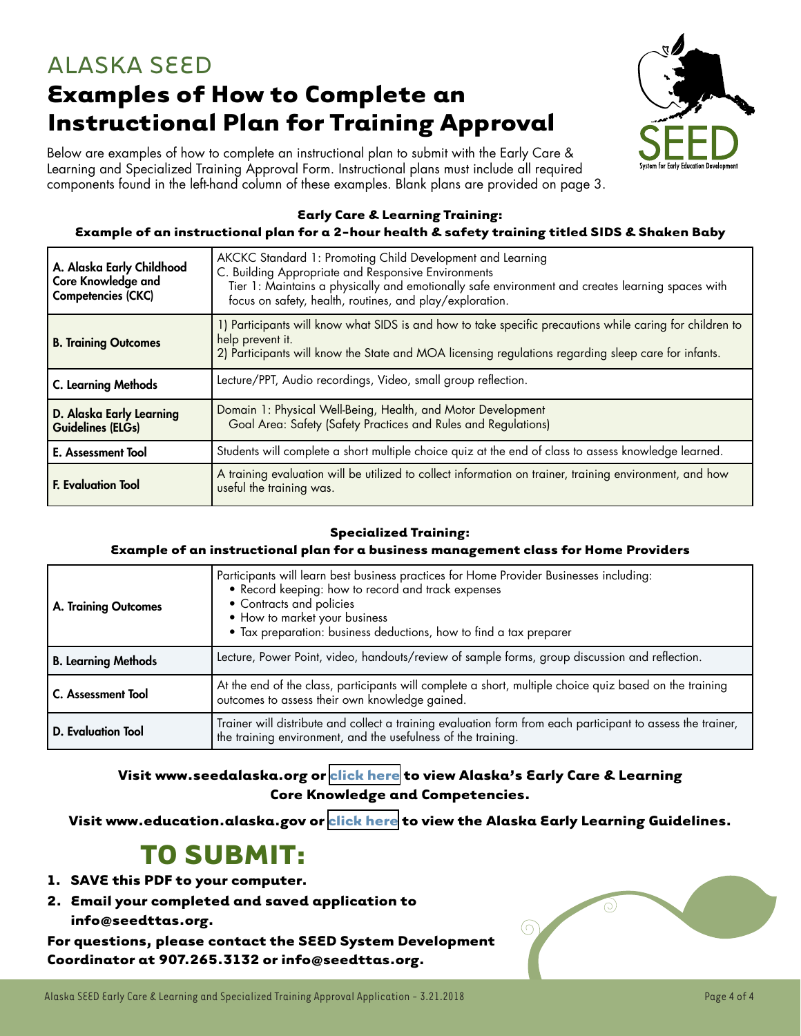ALASKA SEED

# Examples of How to Complete an Instructional Plan for Training Approval

Below are examples of how to complete an instructional plan to submit with the Early Care & Learning and Specialized Training Approval Form. Instructional plans must include all required components found in the left-hand column of these examples. Blank plans are provided on page 3.

### Early Care & Learning Training:
### Example of an instructional plan for a 2-hour health & safety training titled SIDS & Shaken Baby

| | |
|---|---|
| **A. Alaska Early Childhood Core Knowledge and Competencies (CKC)** | AKCKC Standard 1: Promoting Child Development and Learning<br>C. Building Appropriate and Responsive Environments<br>Tier 1: Maintains a physically and emotionally safe environment and creates learning spaces with focus on safety, health, routines, and play/exploration. |
| **B. Training Outcomes** | 1) Participants will know what SIDS is and how to take specific precautions while caring for children to help prevent it.<br>2) Participants will know the State and MOA licensing regulations regarding sleep care for infants. |
| **C. Learning Methods** | Lecture/PPT, Audio recordings, Video, small group reflection. |
| **D. Alaska Early Learning Guidelines (ELGs)** | Domain 1: Physical Well-Being, Health, and Motor Development<br>Goal Area: Safety (Safety Practices and Rules and Regulations) |
| **E. Assessment Tool** | Students will complete a short multiple choice quiz at the end of class to assess knowledge learned. |
| **F. Evaluation Tool** | A training evaluation will be utilized to collect information on trainer, training environment, and how useful the training was. |

### Specialized Training:
### Example of an instructional plan for a business management class for Home Providers

| | |
|---|---|
| **A. Training Outcomes** | Participants will learn best business practices for Home Provider Businesses including:<br>• Record keeping: how to record and track expenses<br>• Contracts and policies<br>• How to market your business<br>• Tax preparation: business deductions, how to find a tax preparer |
| **B. Learning Methods** | Lecture, Power Point, video, handouts/review of sample forms, group discussion and reflection. |
| **C. Assessment Tool** | At the end of the class, participants will complete a short, multiple choice quiz based on the training outcomes to assess their own knowledge gained. |
| **D. Evaluation Tool** | Trainer will distribute and collect a training evaluation form from each participant to assess the trainer, the training environment, and the usefulness of the training. |

**Visit www.seedalaska.org or click here to view Alaska's Early Care & Learning Core Knowledge and Competencies.**

**Visit www.education.alaska.gov or click here to view the Alaska Early Learning Guidelines.**

## TO SUBMIT:

1. **SAVE this PDF to your computer.**
2. **Email your completed and saved application to info@seedttas.org.**

**For questions, please contact the SEED System Development Coordinator at 907.265.3132 or info@seedttas.org.**